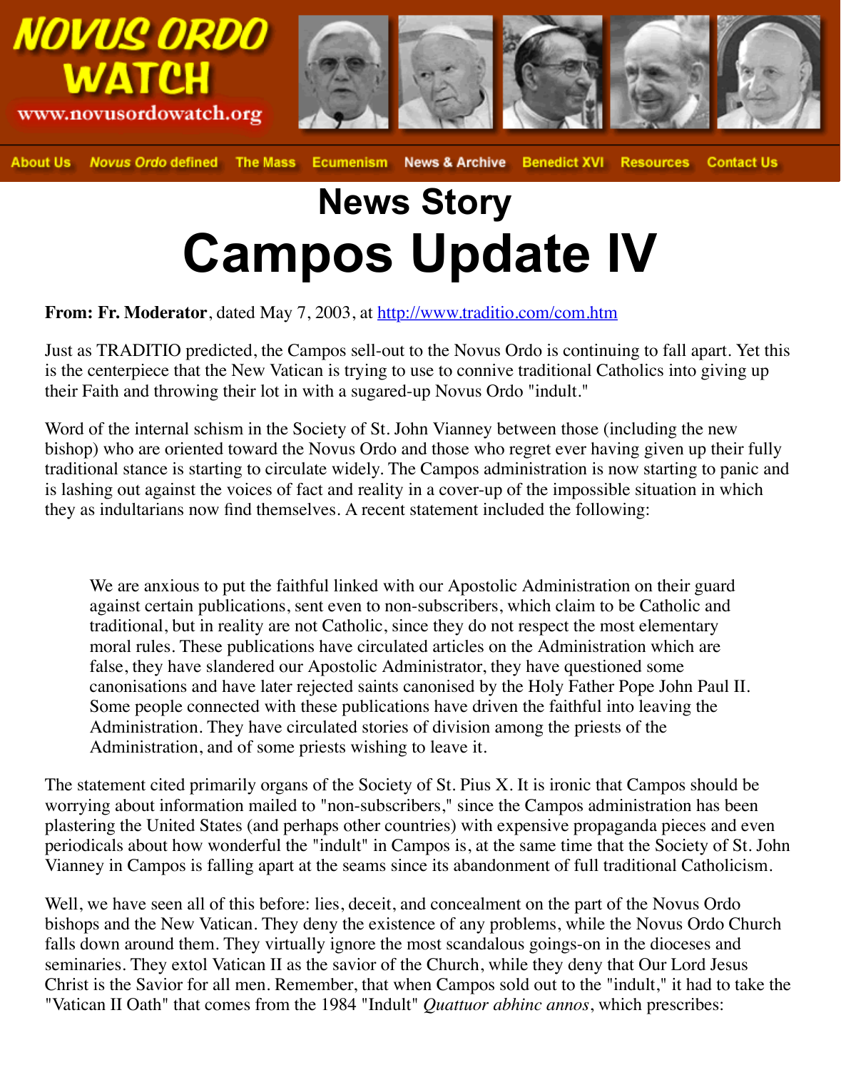# News Story

# Campos Update IV

**From: Fr. Moderator**, dated May 7, 2003, at [http://www.traditio.com/com.htm](http://www.traditio.com/com.htm)

Just as TRADITIO predicted, the Campos sell-out to the Novus Ordo is continuing to fall apart. Yet this is the centerpiece that the New Vatican is trying to use to connive traditional Catholics into giving up their Faith and throwing their lot in with a sugared-up Novus Ordo "indult."

Word of the internal schism in the Society of St. John Vianney between those (including the new bishop) who are oriented toward the Novus Ordo and those who regret ever having given up their fully traditional stance is starting to circulate widely. The Campos administration is now starting to panic and is lashing out against the voices of fact and reality in a cover-up of the impossible situation in which they as indultarians now find themselves. A recent statement included the following:

> We are anxious to put the faithful linked with our Apostolic Administration on their guard against certain publications, sent even to non-subscribers, which claim to be Catholic and traditional, but in reality are not Catholic, since they do not respect the most elementary moral rules. These publications have circulated articles on the Administration which are false, they have slandered our Apostolic Administrator, they have questioned some canonisations and have later rejected saints canonised by the Holy Father Pope John Paul II. Some people connected with these publications have driven the faithful into leaving the Administration. They have circulated stories of division among the priests of the Administration, and of some priests wishing to leave it.

The statement cited primarily organs of the Society of St. Pius X. It is ironic that Campos should be worrying about information mailed to "non-subscribers," since the Campos administration has been plastering the United States (and perhaps other countries) with expensive propaganda pieces and even periodicals about how wonderful the "indult" in Campos is, at the same time that the Society of St. John Vianney in Campos is falling apart at the seams since its abandonment of full traditional Catholicism.

Well, we have seen all of this before: lies, deceit, and concealment on the part of the Novus Ordo bishops and the New Vatican. They deny the existence of any problems, while the Novus Ordo Church falls down around them. They virtually ignore the most scandalous goings-on in the dioceses and seminaries. They extol Vatican II as the savior of the Church, while they deny that Our Lord Jesus Christ is the Savior for all men. Remember, that when Campos sold out to the "indult," it had to take the "Vatican II Oath" that comes from the 1984 "Indult" *Quattuor abhinc annos*, which prescribes: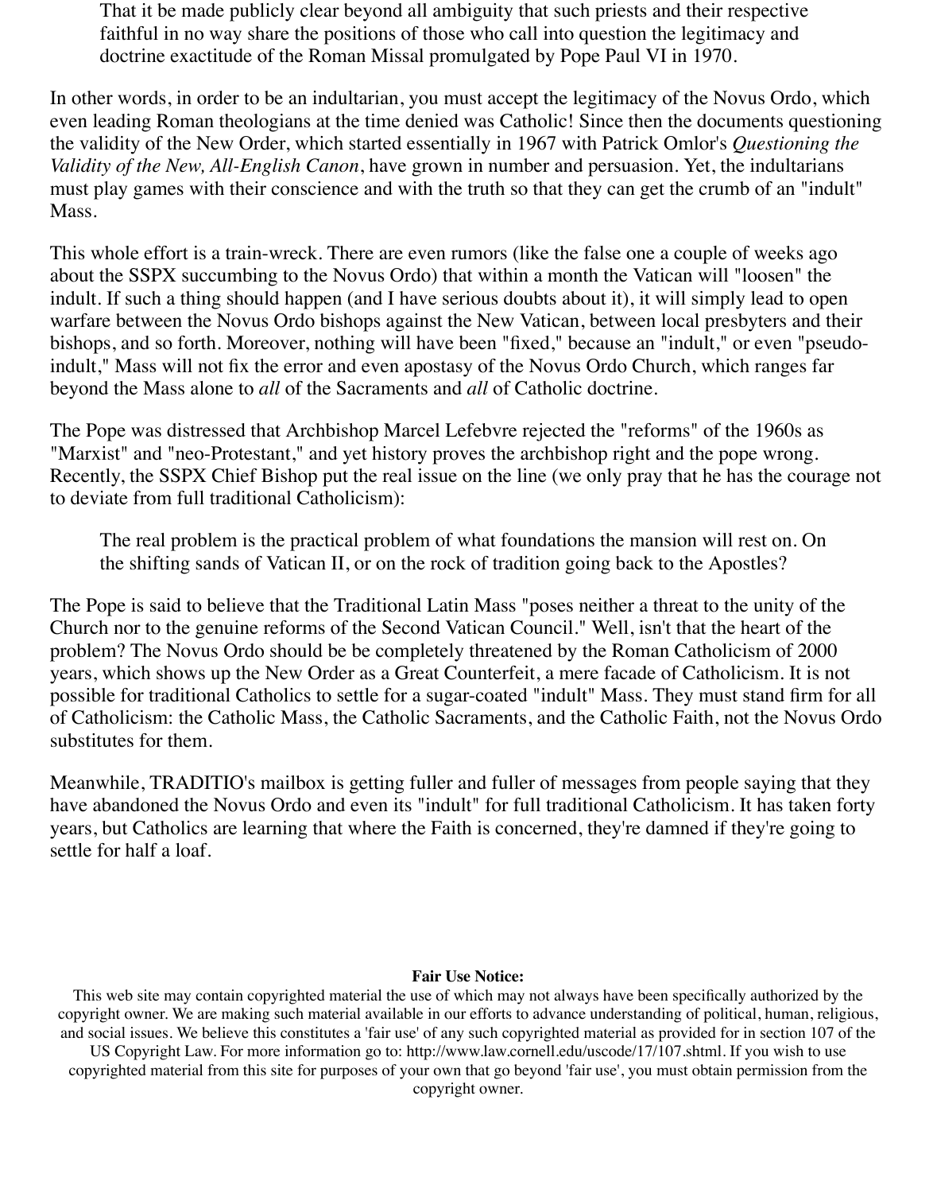> That it be made publicly clear beyond all ambiguity that such priests and their respective faithful in no way share the positions of those who call into question the legitimacy and doctrine exactitude of the Roman Missal promulgated by Pope Paul VI in 1970.

In other words, in order to be an indultarian, you must accept the legitimacy of the Novus Ordo, which even leading Roman theologians at the time denied was Catholic! Since then the documents questioning the validity of the New Order, which started essentially in 1967 with Patrick Omlor's *Questioning the Validity of the New, All-English Canon*, have grown in number and persuasion. Yet, the indultarians must play games with their conscience and with the truth so that they can get the crumb of an "indult" Mass.

This whole effort is a train-wreck. There are even rumors (like the false one a couple of weeks ago about the SSPX succumbing to the Novus Ordo) that within a month the Vatican will "loosen" the indult. If such a thing should happen (and I have serious doubts about it), it will simply lead to open warfare between the Novus Ordo bishops against the New Vatican, between local presbyters and their bishops, and so forth. Moreover, nothing will have been "fixed," because an "indult," or even "pseudo-indult," Mass will not fix the error and even apostasy of the Novus Ordo Church, which ranges far beyond the Mass alone to *all* of the Sacraments and *all* of Catholic doctrine.

The Pope was distressed that Archbishop Marcel Lefebvre rejected the "reforms" of the 1960s as "Marxist" and "neo-Protestant," and yet history proves the archbishop right and the pope wrong. Recently, the SSPX Chief Bishop put the real issue on the line (we only pray that he has the courage not to deviate from full traditional Catholicism):

> The real problem is the practical problem of what foundations the mansion will rest on. On the shifting sands of Vatican II, or on the rock of tradition going back to the Apostles?

The Pope is said to believe that the Traditional Latin Mass "poses neither a threat to the unity of the Church nor to the genuine reforms of the Second Vatican Council." Well, isn't that the heart of the problem? The Novus Ordo should be be completely threatened by the Roman Catholicism of 2000 years, which shows up the New Order as a Great Counterfeit, a mere facade of Catholicism. It is not possible for traditional Catholics to settle for a sugar-coated "indult" Mass. They must stand firm for all of Catholicism: the Catholic Mass, the Catholic Sacraments, and the Catholic Faith, not the Novus Ordo substitutes for them.

Meanwhile, TRADITIO's mailbox is getting fuller and fuller of messages from people saying that they have abandoned the Novus Ordo and even its "indult" for full traditional Catholicism. It has taken forty years, but Catholics are learning that where the Faith is concerned, they're damned if they're going to settle for half a loaf.

**Fair Use Notice:**

This web site may contain copyrighted material the use of which may not always have been specifically authorized by the copyright owner. We are making such material available in our efforts to advance understanding of political, human, religious, and social issues. We believe this constitutes a 'fair use' of any such copyrighted material as provided for in section 107 of the US Copyright Law. For more information go to: http://www.law.cornell.edu/uscode/17/107.shtml. If you wish to use copyrighted material from this site for purposes of your own that go beyond 'fair use', you must obtain permission from the copyright owner.